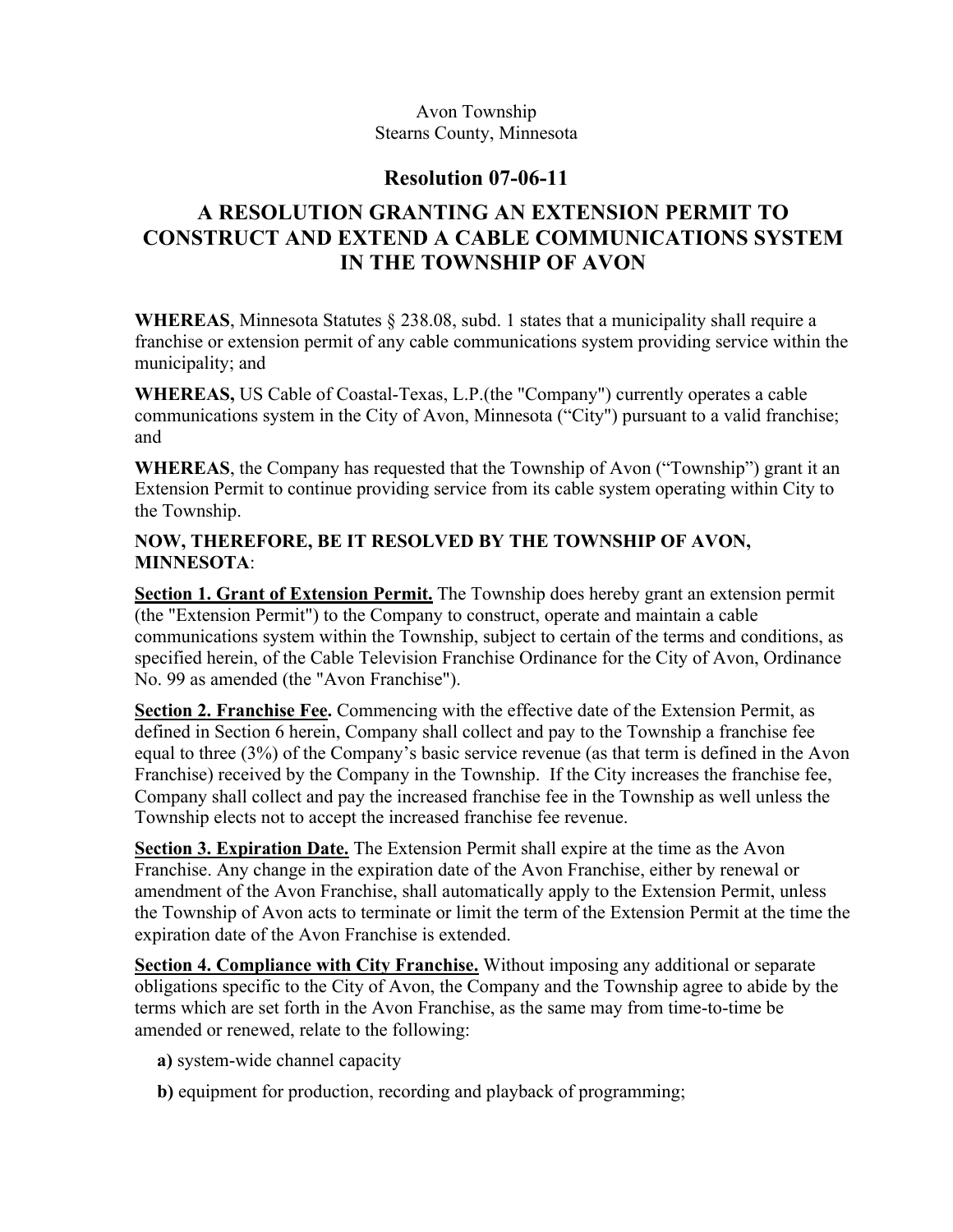Avon Township
Stearns County, Minnesota

# Resolution 07-06-11

# A RESOLUTION GRANTING AN EXTENSION PERMIT TO CONSTRUCT AND EXTEND A CABLE COMMUNICATIONS SYSTEM IN THE TOWNSHIP OF AVON

**WHEREAS**, Minnesota Statutes § 238.08, subd. 1 states that a municipality shall require a franchise or extension permit of any cable communications system providing service within the municipality; and

**WHEREAS,** US Cable of Coastal-Texas, L.P.(the "Company") currently operates a cable communications system in the City of Avon, Minnesota ("City") pursuant to a valid franchise; and

**WHEREAS**, the Company has requested that the Township of Avon ("Township") grant it an Extension Permit to continue providing service from its cable system operating within City to the Township.

**NOW, THEREFORE, BE IT RESOLVED BY THE TOWNSHIP OF AVON, MINNESOTA**:

**Section 1. Grant of Extension Permit.** The Township does hereby grant an extension permit (the "Extension Permit") to the Company to construct, operate and maintain a cable communications system within the Township, subject to certain of the terms and conditions, as specified herein, of the Cable Television Franchise Ordinance for the City of Avon, Ordinance No. 99 as amended (the "Avon Franchise").

**Section 2. Franchise Fee.** Commencing with the effective date of the Extension Permit, as defined in Section 6 herein, Company shall collect and pay to the Township a franchise fee equal to three (3%) of the Company's basic service revenue (as that term is defined in the Avon Franchise) received by the Company in the Township. If the City increases the franchise fee, Company shall collect and pay the increased franchise fee in the Township as well unless the Township elects not to accept the increased franchise fee revenue.

**Section 3. Expiration Date.** The Extension Permit shall expire at the time as the Avon Franchise. Any change in the expiration date of the Avon Franchise, either by renewal or amendment of the Avon Franchise, shall automatically apply to the Extension Permit, unless the Township of Avon acts to terminate or limit the term of the Extension Permit at the time the expiration date of the Avon Franchise is extended.

**Section 4. Compliance with City Franchise.** Without imposing any additional or separate obligations specific to the City of Avon, the Company and the Township agree to abide by the terms which are set forth in the Avon Franchise, as the same may from time-to-time be amended or renewed, relate to the following:

**a)** system-wide channel capacity

**b)** equipment for production, recording and playback of programming;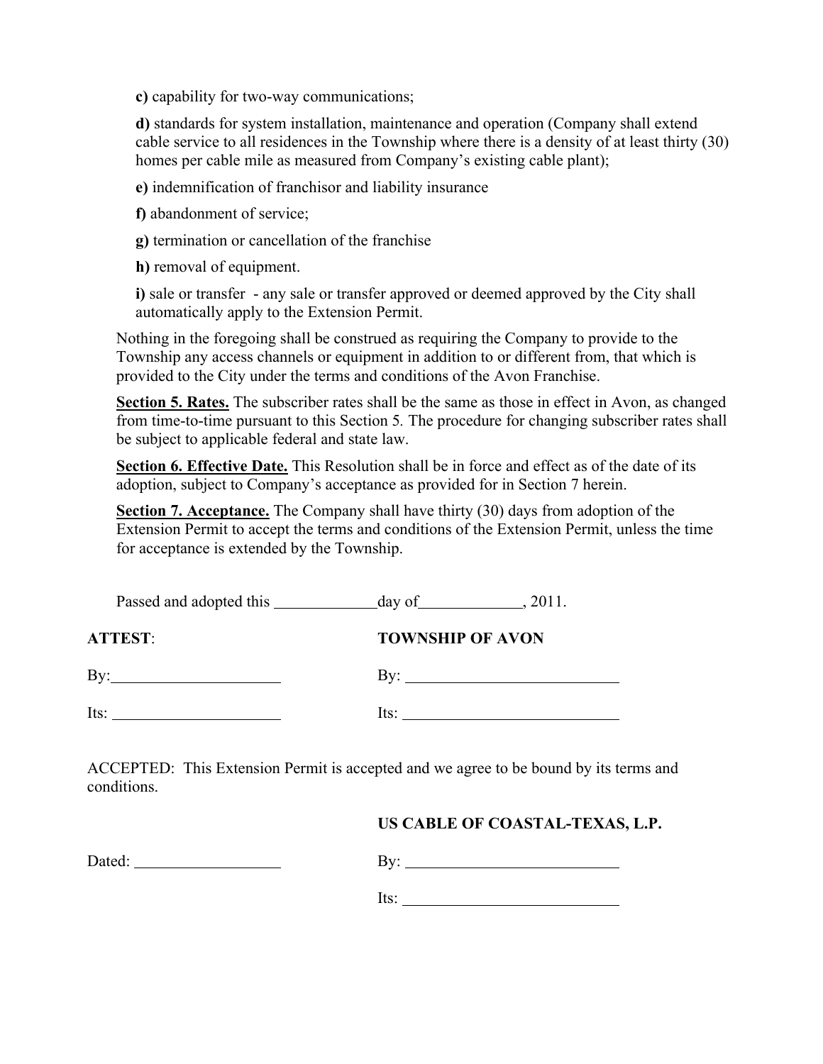**c)** capability for two-way communications;

**d)** standards for system installation, maintenance and operation (Company shall extend cable service to all residences in the Township where there is a density of at least thirty (30) homes per cable mile as measured from Company's existing cable plant);

**e)** indemnification of franchisor and liability insurance

**f)** abandonment of service;

**g)** termination or cancellation of the franchise

**h)** removal of equipment.

**i)** sale or transfer - any sale or transfer approved or deemed approved by the City shall automatically apply to the Extension Permit.

Nothing in the foregoing shall be construed as requiring the Company to provide to the Township any access channels or equipment in addition to or different from, that which is provided to the City under the terms and conditions of the Avon Franchise.

**Section 5. Rates.** The subscriber rates shall be the same as those in effect in Avon, as changed from time-to-time pursuant to this Section 5. The procedure for changing subscriber rates shall be subject to applicable federal and state law.

**Section 6. Effective Date.** This Resolution shall be in force and effect as of the date of its adoption, subject to Company's acceptance as provided for in Section 7 herein.

**Section 7. Acceptance.** The Company shall have thirty (30) days from adoption of the Extension Permit to accept the terms and conditions of the Extension Permit, unless the time for acceptance is extended by the Township.

Passed and adopted this \_\_\_\_\_\_\_\_\_\_\_\_ day of \_\_\_\_\_\_\_\_\_\_\_\_, 2011.

| **ATTEST**: | **TOWNSHIP OF AVON** |
|---|---|
| By: \_\_\_\_\_\_\_\_\_\_\_\_\_\_\_\_\_\_ | By: \_\_\_\_\_\_\_\_\_\_\_\_\_\_\_\_\_\_\_\_\_\_ |
| Its: \_\_\_\_\_\_\_\_\_\_\_\_\_\_\_\_\_\_ | Its: \_\_\_\_\_\_\_\_\_\_\_\_\_\_\_\_\_\_\_\_\_\_ |

ACCEPTED: This Extension Permit is accepted and we agree to be bound by its terms and conditions.

| | **US CABLE OF COASTAL-TEXAS, L.P.** |
|---|---|
| Dated: \_\_\_\_\_\_\_\_\_\_\_\_\_\_\_\_ | By: \_\_\_\_\_\_\_\_\_\_\_\_\_\_\_\_\_\_\_\_\_\_ |
| | Its: \_\_\_\_\_\_\_\_\_\_\_\_\_\_\_\_\_\_\_\_\_\_ |